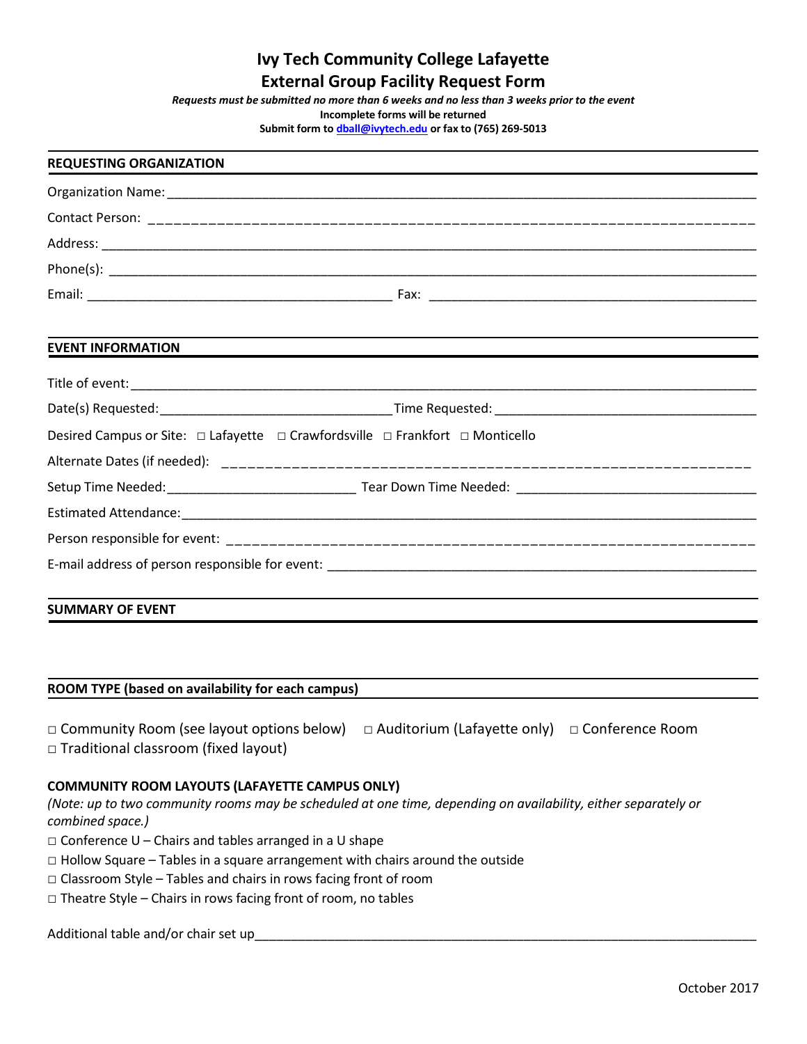# Ivy Tech Community College Lafayette
# External Group Facility Request Form

***Requests must be submitted no more than 6 weeks and no less than 3 weeks prior to the event***

**Incomplete forms will be returned**

**Submit form to [dball@ivytech.edu](mailto:dball@ivytech.edu) or fax to (765) 269-5013**

## REQUESTING ORGANIZATION

Organization Name: ______________________________________________

Contact Person: ______________________________________________

Address: ______________________________________________

Phone(s): ______________________________________________

Email: ______________________________ Fax: ______________________________

## EVENT INFORMATION

Title of event: ______________________________________________

Date(s) Requested: ______________________ Time Requested: ______________________

Desired Campus or Site: □ Lafayette □ Crawfordsville □ Frankfort □ Monticello

Alternate Dates (if needed): ______________________________________________

Setup Time Needed: ______________________ Tear Down Time Needed: ______________________

Estimated Attendance: ______________________________________________

Person responsible for event: ______________________________________________

E-mail address of person responsible for event: ______________________________________________

## SUMMARY OF EVENT

## ROOM TYPE (based on availability for each campus)

□ Community Room (see layout options below) □ Auditorium (Lafayette only) □ Conference Room

□ Traditional classroom (fixed layout)

### COMMUNITY ROOM LAYOUTS (LAFAYETTE CAMPUS ONLY)

*(Note: up to two community rooms may be scheduled at one time, depending on availability, either separately or combined space.)*

□ Conference U – Chairs and tables arranged in a U shape

□ Hollow Square – Tables in a square arrangement with chairs around the outside

□ Classroom Style – Tables and chairs in rows facing front of room

□ Theatre Style – Chairs in rows facing front of room, no tables

Additional table and/or chair set up______________________________________________

October 2017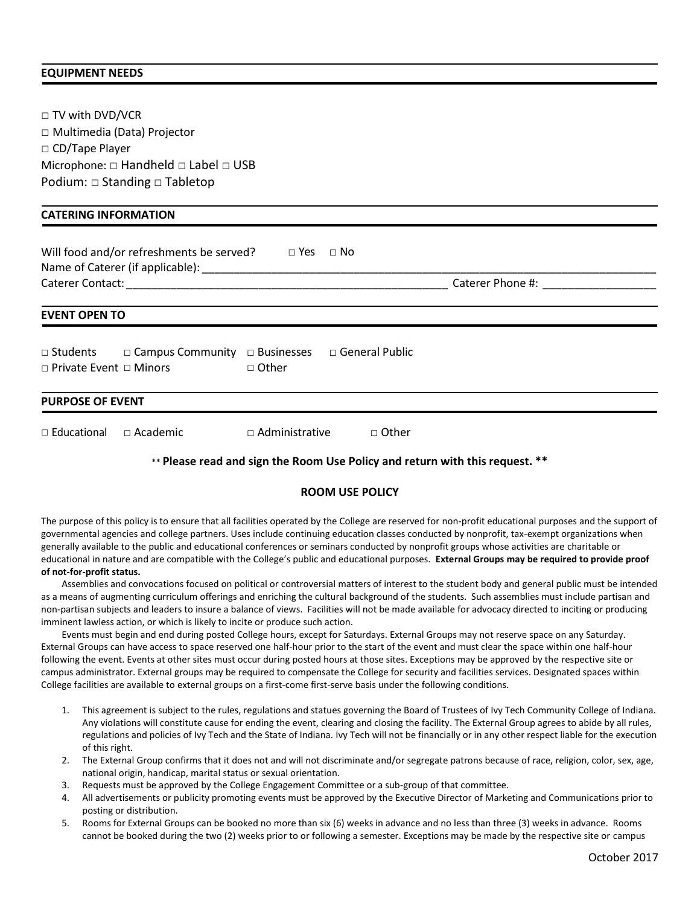## EQUIPMENT NEEDS

□ TV with DVD/VCR
□ Multimedia (Data) Projector
□ CD/Tape Player
Microphone: □ Handheld □ Label □ USB
Podium: □ Standing □ Tabletop

## CATERING INFORMATION

Will food and/or refreshments be served? □ Yes □ No
Name of Caterer (if applicable): ______________________________________________
Caterer Contact: ______________________________________ Caterer Phone #: ________________

## EVENT OPEN TO

□ Students □ Campus Community □ Businesses □ General Public
□ Private Event □ Minors □ Other

## PURPOSE OF EVENT

□ Educational □ Academic □ Administrative □ Other

**\*\* Please read and sign the Room Use Policy and return with this request. \*\***

## ROOM USE POLICY

The purpose of this policy is to ensure that all facilities operated by the College are reserved for non-profit educational purposes and the support of governmental agencies and college partners. Uses include continuing education classes conducted by nonprofit, tax-exempt organizations when generally available to the public and educational conferences or seminars conducted by nonprofit groups whose activities are charitable or educational in nature and are compatible with the College's public and educational purposes. **External Groups may be required to provide proof of not-for-profit status.**

Assemblies and convocations focused on political or controversial matters of interest to the student body and general public must be intended as a means of augmenting curriculum offerings and enriching the cultural background of the students. Such assemblies must include partisan and non-partisan subjects and leaders to insure a balance of views. Facilities will not be made available for advocacy directed to inciting or producing imminent lawless action, or which is likely to incite or produce such action.

Events must begin and end during posted College hours, except for Saturdays. External Groups may not reserve space on any Saturday. External Groups can have access to space reserved one half-hour prior to the start of the event and must clear the space within one half-hour following the event. Events at other sites must occur during posted hours at those sites. Exceptions may be approved by the respective site or campus administrator. External groups may be required to compensate the College for security and facilities services. Designated spaces within College facilities are available to external groups on a first-come first-serve basis under the following conditions.

1. This agreement is subject to the rules, regulations and statues governing the Board of Trustees of Ivy Tech Community College of Indiana. Any violations will constitute cause for ending the event, clearing and closing the facility. The External Group agrees to abide by all rules, regulations and policies of Ivy Tech and the State of Indiana. Ivy Tech will not be financially or in any other respect liable for the execution of this right.
2. The External Group confirms that it does not and will not discriminate and/or segregate patrons because of race, religion, color, sex, age, national origin, handicap, marital status or sexual orientation.
3. Requests must be approved by the College Engagement Committee or a sub-group of that committee.
4. All advertisements or publicity promoting events must be approved by the Executive Director of Marketing and Communications prior to posting or distribution.
5. Rooms for External Groups can be booked no more than six (6) weeks in advance and no less than three (3) weeks in advance. Rooms cannot be booked during the two (2) weeks prior to or following a semester. Exceptions may be made by the respective site or campus

October 2017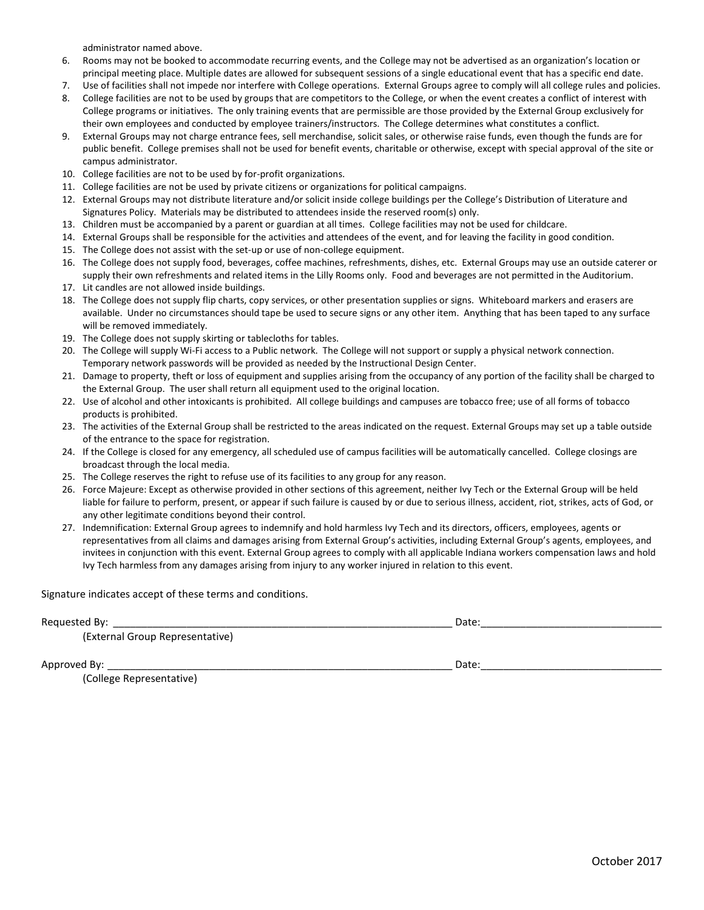administrator named above.

6. Rooms may not be booked to accommodate recurring events, and the College may not be advertised as an organization's location or principal meeting place. Multiple dates are allowed for subsequent sessions of a single educational event that has a specific end date.
7. Use of facilities shall not impede nor interfere with College operations. External Groups agree to comply will all college rules and policies.
8. College facilities are not to be used by groups that are competitors to the College, or when the event creates a conflict of interest with College programs or initiatives. The only training events that are permissible are those provided by the External Group exclusively for their own employees and conducted by employee trainers/instructors. The College determines what constitutes a conflict.
9. External Groups may not charge entrance fees, sell merchandise, solicit sales, or otherwise raise funds, even though the funds are for public benefit. College premises shall not be used for benefit events, charitable or otherwise, except with special approval of the site or campus administrator.
10. College facilities are not to be used by for-profit organizations.
11. College facilities are not be used by private citizens or organizations for political campaigns.
12. External Groups may not distribute literature and/or solicit inside college buildings per the College's Distribution of Literature and Signatures Policy. Materials may be distributed to attendees inside the reserved room(s) only.
13. Children must be accompanied by a parent or guardian at all times. College facilities may not be used for childcare.
14. External Groups shall be responsible for the activities and attendees of the event, and for leaving the facility in good condition.
15. The College does not assist with the set-up or use of non-college equipment.
16. The College does not supply food, beverages, coffee machines, refreshments, dishes, etc. External Groups may use an outside caterer or supply their own refreshments and related items in the Lilly Rooms only. Food and beverages are not permitted in the Auditorium.
17. Lit candles are not allowed inside buildings.
18. The College does not supply flip charts, copy services, or other presentation supplies or signs. Whiteboard markers and erasers are available. Under no circumstances should tape be used to secure signs or any other item. Anything that has been taped to any surface will be removed immediately.
19. The College does not supply skirting or tablecloths for tables.
20. The College will supply Wi-Fi access to a Public network. The College will not support or supply a physical network connection. Temporary network passwords will be provided as needed by the Instructional Design Center.
21. Damage to property, theft or loss of equipment and supplies arising from the occupancy of any portion of the facility shall be charged to the External Group. The user shall return all equipment used to the original location.
22. Use of alcohol and other intoxicants is prohibited. All college buildings and campuses are tobacco free; use of all forms of tobacco products is prohibited.
23. The activities of the External Group shall be restricted to the areas indicated on the request. External Groups may set up a table outside of the entrance to the space for registration.
24. If the College is closed for any emergency, all scheduled use of campus facilities will be automatically cancelled. College closings are broadcast through the local media.
25. The College reserves the right to refuse use of its facilities to any group for any reason.
26. Force Majeure: Except as otherwise provided in other sections of this agreement, neither Ivy Tech or the External Group will be held liable for failure to perform, present, or appear if such failure is caused by or due to serious illness, accident, riot, strikes, acts of God, or any other legitimate conditions beyond their control.
27. Indemnification: External Group agrees to indemnify and hold harmless Ivy Tech and its directors, officers, employees, agents or representatives from all claims and damages arising from External Group's activities, including External Group's agents, employees, and invitees in conjunction with this event. External Group agrees to comply with all applicable Indiana workers compensation laws and hold Ivy Tech harmless from any damages arising from injury to any worker injured in relation to this event.

Signature indicates accept of these terms and conditions.

Requested By: ______________________________________________ Date:______________________________
(External Group Representative)

Approved By: ______________________________________________ Date:______________________________
(College Representative)

October 2017